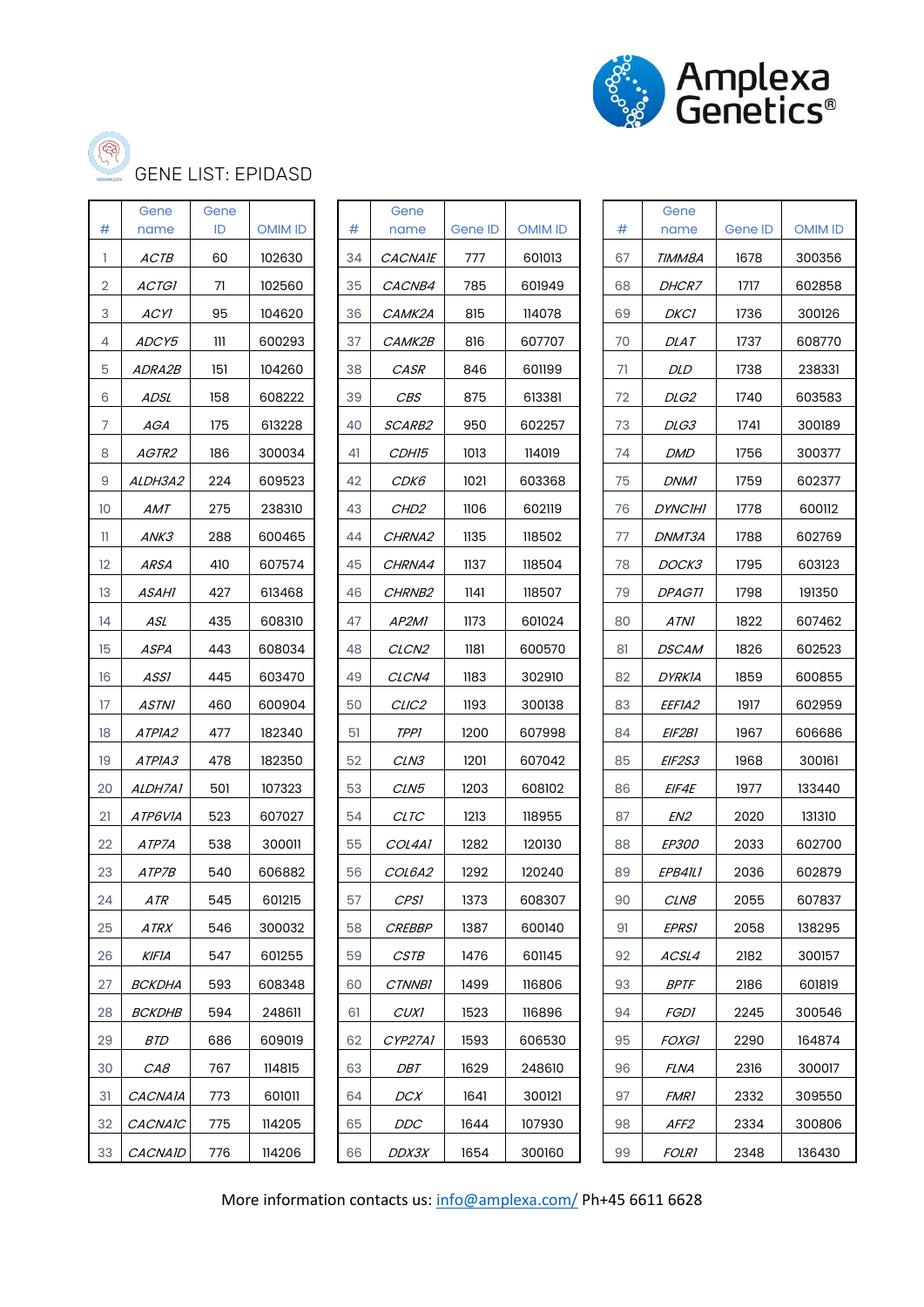Amplexa Genetics®

# GENE LIST: EPIDASD

| # | Gene name | Gene ID | OMIM ID |
|---|---|---|---|
| 1 | *ACTB* | 60 | 102630 |
| 2 | *ACTG1* | 71 | 102560 |
| 3 | *ACY1* | 95 | 104620 |
| 4 | *ADCY5* | 111 | 600293 |
| 5 | *ADRA2B* | 151 | 104260 |
| 6 | *ADSL* | 158 | 608222 |
| 7 | *AGA* | 175 | 613228 |
| 8 | *AGTR2* | 186 | 300034 |
| 9 | *ALDH3A2* | 224 | 609523 |
| 10 | *AMT* | 275 | 238310 |
| 11 | *ANK3* | 288 | 600465 |
| 12 | *ARSA* | 410 | 607574 |
| 13 | *ASAH1* | 427 | 613468 |
| 14 | *ASL* | 435 | 608310 |
| 15 | *ASPA* | 443 | 608034 |
| 16 | *ASS1* | 445 | 603470 |
| 17 | *ASTN1* | 460 | 600904 |
| 18 | *ATP1A2* | 477 | 182340 |
| 19 | *ATP1A3* | 478 | 182350 |
| 20 | *ALDH7A1* | 501 | 107323 |
| 21 | *ATP6V1A* | 523 | 607027 |
| 22 | *ATP7A* | 538 | 300011 |
| 23 | *ATP7B* | 540 | 606882 |
| 24 | *ATR* | 545 | 601215 |
| 25 | *ATRX* | 546 | 300032 |
| 26 | *KIF1A* | 547 | 601255 |
| 27 | *BCKDHA* | 593 | 608348 |
| 28 | *BCKDHB* | 594 | 248611 |
| 29 | *BTD* | 686 | 609019 |
| 30 | *CA8* | 767 | 114815 |
| 31 | *CACNA1A* | 773 | 601011 |
| 32 | *CACNA1C* | 775 | 114205 |
| 33 | *CACNA1D* | 776 | 114206 |
| 34 | *CACNA1E* | 777 | 601013 |
| 35 | *CACNB4* | 785 | 601949 |
| 36 | *CAMK2A* | 815 | 114078 |
| 37 | *CAMK2B* | 816 | 607707 |
| 38 | *CASR* | 846 | 601199 |
| 39 | *CBS* | 875 | 613381 |
| 40 | *SCARB2* | 950 | 602257 |
| 41 | *CDH15* | 1013 | 114019 |
| 42 | *CDK6* | 1021 | 603368 |
| 43 | *CHD2* | 1106 | 602119 |
| 44 | *CHRNA2* | 1135 | 118502 |
| 45 | *CHRNA4* | 1137 | 118504 |
| 46 | *CHRNB2* | 1141 | 118507 |
| 47 | *AP2M1* | 1173 | 601024 |
| 48 | *CLCN2* | 1181 | 600570 |
| 49 | *CLCN4* | 1183 | 302910 |
| 50 | *CLIC2* | 1193 | 300138 |
| 51 | *TPP1* | 1200 | 607998 |
| 52 | *CLN3* | 1201 | 607042 |
| 53 | *CLN5* | 1203 | 608102 |
| 54 | *CLTC* | 1213 | 118955 |
| 55 | *COL4A1* | 1282 | 120130 |
| 56 | *COL6A2* | 1292 | 120240 |
| 57 | *CPS1* | 1373 | 608307 |
| 58 | *CREBBP* | 1387 | 600140 |
| 59 | *CSTB* | 1476 | 601145 |
| 60 | *CTNNB1* | 1499 | 116806 |
| 61 | *CUX1* | 1523 | 116896 |
| 62 | *CYP27A1* | 1593 | 606530 |
| 63 | *DBT* | 1629 | 248610 |
| 64 | *DCX* | 1641 | 300121 |
| 65 | *DDC* | 1644 | 107930 |
| 66 | *DDX3X* | 1654 | 300160 |
| 67 | *TIMM8A* | 1678 | 300356 |
| 68 | *DHCR7* | 1717 | 602858 |
| 69 | *DKC1* | 1736 | 300126 |
| 70 | *DLAT* | 1737 | 608770 |
| 71 | *DLD* | 1738 | 238331 |
| 72 | *DLG2* | 1740 | 603583 |
| 73 | *DLG3* | 1741 | 300189 |
| 74 | *DMD* | 1756 | 300377 |
| 75 | *DNM1* | 1759 | 602377 |
| 76 | *DYNC1H1* | 1778 | 600112 |
| 77 | *DNMT3A* | 1788 | 602769 |
| 78 | *DOCK3* | 1795 | 603123 |
| 79 | *DPAGT1* | 1798 | 191350 |
| 80 | *ATN1* | 1822 | 607462 |
| 81 | *DSCAM* | 1826 | 602523 |
| 82 | *DYRK1A* | 1859 | 600855 |
| 83 | *EEF1A2* | 1917 | 602959 |
| 84 | *EIF2B1* | 1967 | 606686 |
| 85 | *EIF2S3* | 1968 | 300161 |
| 86 | *EIF4E* | 1977 | 133440 |
| 87 | *EN2* | 2020 | 131310 |
| 88 | *EP300* | 2033 | 602700 |
| 89 | *EPB41L1* | 2036 | 602879 |
| 90 | *CLN8* | 2055 | 607837 |
| 91 | *EPRS1* | 2058 | 138295 |
| 92 | *ACSL4* | 2182 | 300157 |
| 93 | *BPTF* | 2186 | 601819 |
| 94 | *FGD1* | 2245 | 300546 |
| 95 | *FOXG1* | 2290 | 164874 |
| 96 | *FLNA* | 2316 | 300017 |
| 97 | *FMR1* | 2332 | 309550 |
| 98 | *AFF2* | 2334 | 300806 |
| 99 | *FOLR1* | 2348 | 136430 |

More information contacts us: info@amplexa.com/ Ph+45 6611 6628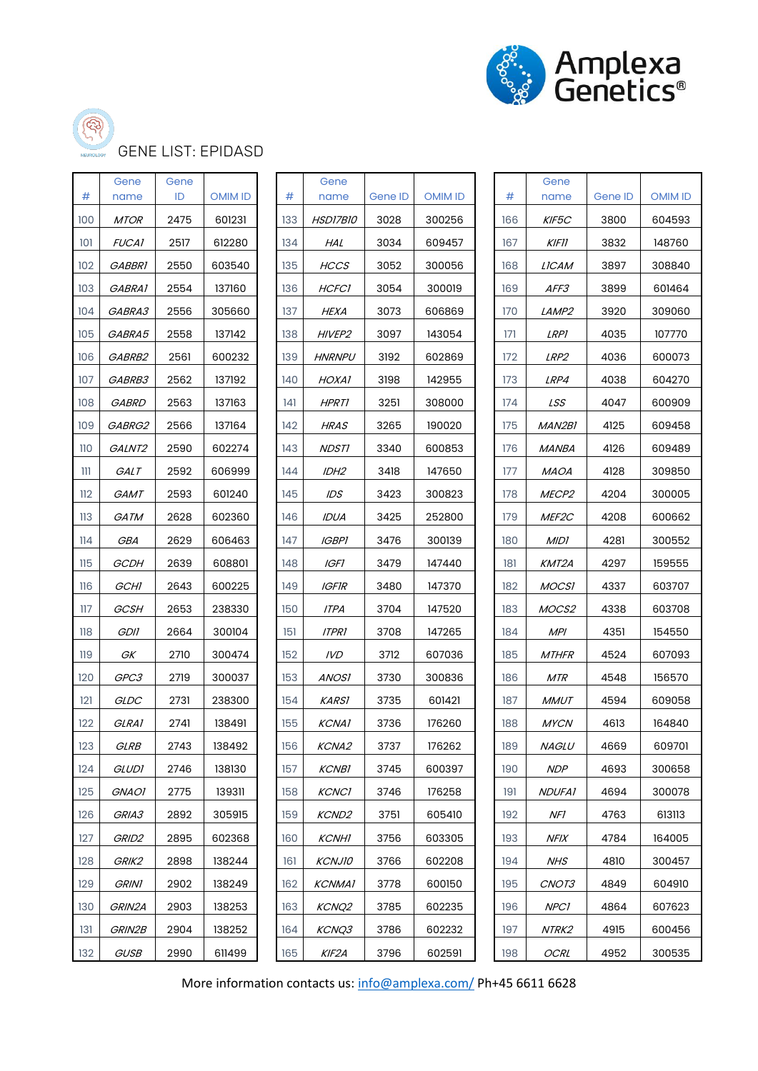## GENE LIST: EPIDASD

| # | Gene name | Gene ID | OMIM ID |
|---|---|---|---|
| 100 | *MTOR* | 2475 | 601231 |
| 101 | *FUCA1* | 2517 | 612280 |
| 102 | *GABBR1* | 2550 | 603540 |
| 103 | *GABRA1* | 2554 | 137160 |
| 104 | *GABRA3* | 2556 | 305660 |
| 105 | *GABRA5* | 2558 | 137142 |
| 106 | *GABRB2* | 2561 | 600232 |
| 107 | *GABRB3* | 2562 | 137192 |
| 108 | *GABRD* | 2563 | 137163 |
| 109 | *GABRG2* | 2566 | 137164 |
| 110 | *GALNT2* | 2590 | 602274 |
| 111 | *GALT* | 2592 | 606999 |
| 112 | *GAMT* | 2593 | 601240 |
| 113 | *GATM* | 2628 | 602360 |
| 114 | *GBA* | 2629 | 606463 |
| 115 | *GCDH* | 2639 | 608801 |
| 116 | *GCH1* | 2643 | 600225 |
| 117 | *GCSH* | 2653 | 238330 |
| 118 | *GDI1* | 2664 | 300104 |
| 119 | *GK* | 2710 | 300474 |
| 120 | *GPC3* | 2719 | 300037 |
| 121 | *GLDC* | 2731 | 238300 |
| 122 | *GLRA1* | 2741 | 138491 |
| 123 | *GLRB* | 2743 | 138492 |
| 124 | *GLUD1* | 2746 | 138130 |
| 125 | *GNAO1* | 2775 | 139311 |
| 126 | *GRIA3* | 2892 | 305915 |
| 127 | *GRID2* | 2895 | 602368 |
| 128 | *GRIK2* | 2898 | 138244 |
| 129 | *GRIN1* | 2902 | 138249 |
| 130 | *GRIN2A* | 2903 | 138253 |
| 131 | *GRIN2B* | 2904 | 138252 |
| 132 | *GUSB* | 2990 | 611499 |
| 133 | *HSD17B10* | 3028 | 300256 |
| 134 | *HAL* | 3034 | 609457 |
| 135 | *HCCS* | 3052 | 300056 |
| 136 | *HCFC1* | 3054 | 300019 |
| 137 | *HEXA* | 3073 | 606869 |
| 138 | *HIVEP2* | 3097 | 143054 |
| 139 | *HNRNPU* | 3192 | 602869 |
| 140 | *HOXA1* | 3198 | 142955 |
| 141 | *HPRT1* | 3251 | 308000 |
| 142 | *HRAS* | 3265 | 190020 |
| 143 | *NDST1* | 3340 | 600853 |
| 144 | *IDH2* | 3418 | 147650 |
| 145 | *IDS* | 3423 | 300823 |
| 146 | *IDUA* | 3425 | 252800 |
| 147 | *IGBP1* | 3476 | 300139 |
| 148 | *IGF1* | 3479 | 147440 |
| 149 | *IGF1R* | 3480 | 147370 |
| 150 | *ITPA* | 3704 | 147520 |
| 151 | *ITPR1* | 3708 | 147265 |
| 152 | *IVD* | 3712 | 607036 |
| 153 | *ANOS1* | 3730 | 300836 |
| 154 | *KARS1* | 3735 | 601421 |
| 155 | *KCNA1* | 3736 | 176260 |
| 156 | *KCNA2* | 3737 | 176262 |
| 157 | *KCNB1* | 3745 | 600397 |
| 158 | *KCNC1* | 3746 | 176258 |
| 159 | *KCND2* | 3751 | 605410 |
| 160 | *KCNH1* | 3756 | 603305 |
| 161 | *KCNJ10* | 3766 | 602208 |
| 162 | *KCNMA1* | 3778 | 600150 |
| 163 | *KCNQ2* | 3785 | 602235 |
| 164 | *KCNQ3* | 3786 | 602232 |
| 165 | *KIF2A* | 3796 | 602591 |
| 166 | *KIF5C* | 3800 | 604593 |
| 167 | *KIF11* | 3832 | 148760 |
| 168 | *L1CAM* | 3897 | 308840 |
| 169 | *AFF3* | 3899 | 601464 |
| 170 | *LAMP2* | 3920 | 309060 |
| 171 | *LRP1* | 4035 | 107770 |
| 172 | *LRP2* | 4036 | 600073 |
| 173 | *LRP4* | 4038 | 604270 |
| 174 | *LSS* | 4047 | 600909 |
| 175 | *MAN2B1* | 4125 | 609458 |
| 176 | *MANBA* | 4126 | 609489 |
| 177 | *MAOA* | 4128 | 309850 |
| 178 | *MECP2* | 4204 | 300005 |
| 179 | *MEF2C* | 4208 | 600662 |
| 180 | *MID1* | 4281 | 300552 |
| 181 | *KMT2A* | 4297 | 159555 |
| 182 | *MOCS1* | 4337 | 603707 |
| 183 | *MOCS2* | 4338 | 603708 |
| 184 | *MPI* | 4351 | 154550 |
| 185 | *MTHFR* | 4524 | 607093 |
| 186 | *MTR* | 4548 | 156570 |
| 187 | *MMUT* | 4594 | 609058 |
| 188 | *MYCN* | 4613 | 164840 |
| 189 | *NAGLU* | 4669 | 609701 |
| 190 | *NDP* | 4693 | 300658 |
| 191 | *NDUFA1* | 4694 | 300078 |
| 192 | *NF1* | 4763 | 613113 |
| 193 | *NFIX* | 4784 | 164005 |
| 194 | *NHS* | 4810 | 300457 |
| 195 | *CNOT3* | 4849 | 604910 |
| 196 | *NPC1* | 4864 | 607623 |
| 197 | *NTRK2* | 4915 | 600456 |
| 198 | *OCRL* | 4952 | 300535 |

More information contacts us: info@amplexa.com/ Ph+45 6611 6628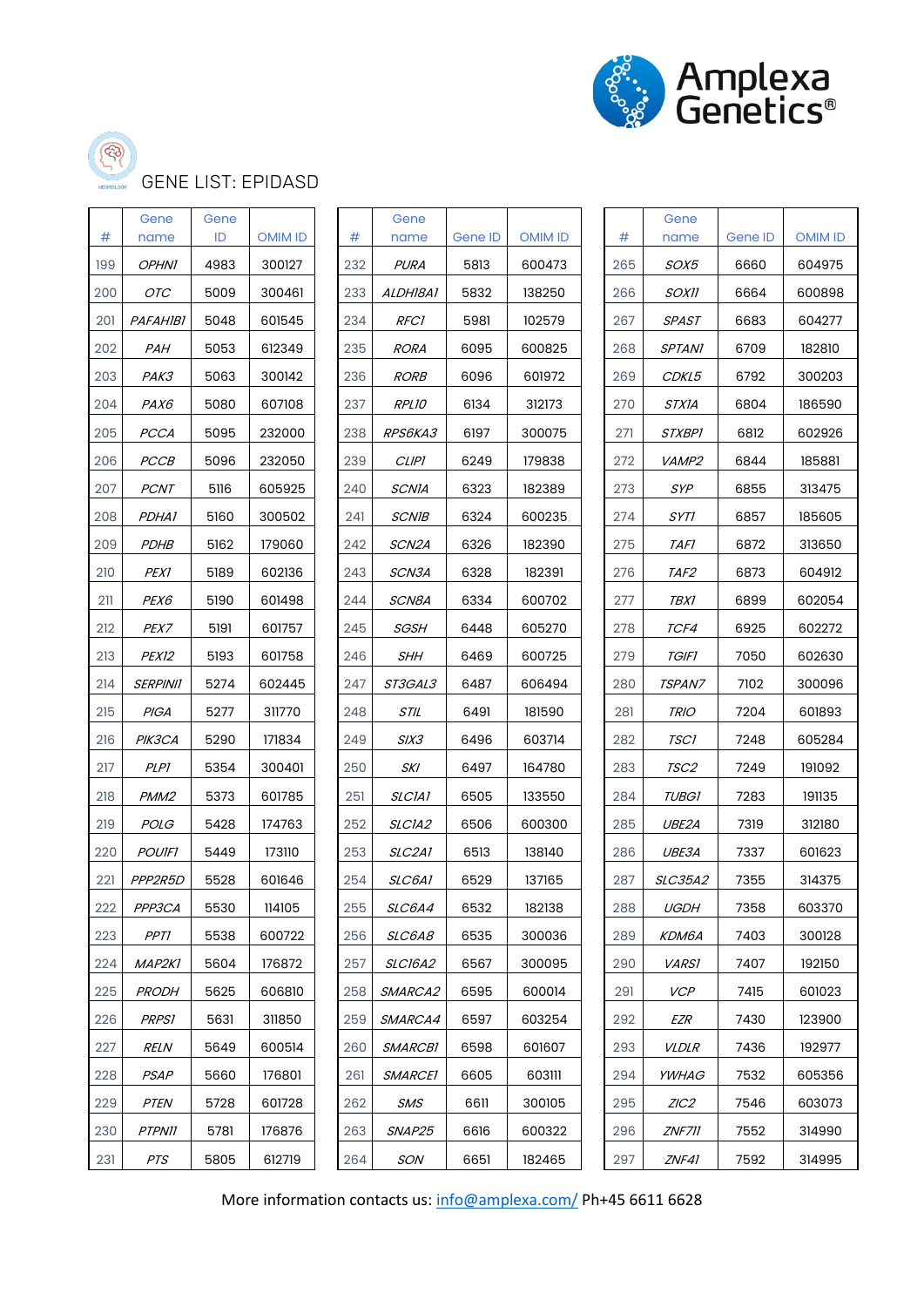## GENE LIST: EPIDASD

| # | Gene name | Gene ID | OMIM ID |
|---|---|---|---|
| 199 | *OPHN1* | 4983 | 300127 |
| 200 | *OTC* | 5009 | 300461 |
| 201 | *PAFAH1B1* | 5048 | 601545 |
| 202 | *PAH* | 5053 | 612349 |
| 203 | *PAK3* | 5063 | 300142 |
| 204 | *PAX6* | 5080 | 607108 |
| 205 | *PCCA* | 5095 | 232000 |
| 206 | *PCCB* | 5096 | 232050 |
| 207 | *PCNT* | 5116 | 605925 |
| 208 | *PDHA1* | 5160 | 300502 |
| 209 | *PDHB* | 5162 | 179060 |
| 210 | *PEX1* | 5189 | 602136 |
| 211 | *PEX6* | 5190 | 601498 |
| 212 | *PEX7* | 5191 | 601757 |
| 213 | *PEX12* | 5193 | 601758 |
| 214 | *SERPINI1* | 5274 | 602445 |
| 215 | *PIGA* | 5277 | 311770 |
| 216 | *PIK3CA* | 5290 | 171834 |
| 217 | *PLP1* | 5354 | 300401 |
| 218 | *PMM2* | 5373 | 601785 |
| 219 | *POLG* | 5428 | 174763 |
| 220 | *POU1F1* | 5449 | 173110 |
| 221 | *PPP2R5D* | 5528 | 601646 |
| 222 | *PPP3CA* | 5530 | 114105 |
| 223 | *PPT1* | 5538 | 600722 |
| 224 | *MAP2K1* | 5604 | 176872 |
| 225 | *PRODH* | 5625 | 606810 |
| 226 | *PRPS1* | 5631 | 311850 |
| 227 | *RELN* | 5649 | 600514 |
| 228 | *PSAP* | 5660 | 176801 |
| 229 | *PTEN* | 5728 | 601728 |
| 230 | *PTPN11* | 5781 | 176876 |
| 231 | *PTS* | 5805 | 612719 |

| # | Gene name | Gene ID | OMIM ID |
|---|---|---|---|
| 232 | *PURA* | 5813 | 600473 |
| 233 | *ALDH18A1* | 5832 | 138250 |
| 234 | *RFC1* | 5981 | 102579 |
| 235 | *RORA* | 6095 | 600825 |
| 236 | *RORB* | 6096 | 601972 |
| 237 | *RPL10* | 6134 | 312173 |
| 238 | *RPS6KA3* | 6197 | 300075 |
| 239 | *CLIP1* | 6249 | 179838 |
| 240 | *SCN1A* | 6323 | 182389 |
| 241 | *SCN1B* | 6324 | 600235 |
| 242 | *SCN2A* | 6326 | 182390 |
| 243 | *SCN3A* | 6328 | 182391 |
| 244 | *SCN8A* | 6334 | 600702 |
| 245 | *SGSH* | 6448 | 605270 |
| 246 | *SHH* | 6469 | 600725 |
| 247 | *ST3GAL3* | 6487 | 606494 |
| 248 | *STIL* | 6491 | 181590 |
| 249 | *SIX3* | 6496 | 603714 |
| 250 | *SKI* | 6497 | 164780 |
| 251 | *SLC1A1* | 6505 | 133550 |
| 252 | *SLC1A2* | 6506 | 600300 |
| 253 | *SLC2A1* | 6513 | 138140 |
| 254 | *SLC6A1* | 6529 | 137165 |
| 255 | *SLC6A4* | 6532 | 182138 |
| 256 | *SLC6A8* | 6535 | 300036 |
| 257 | *SLC16A2* | 6567 | 300095 |
| 258 | *SMARCA2* | 6595 | 600014 |
| 259 | *SMARCA4* | 6597 | 603254 |
| 260 | *SMARCB1* | 6598 | 601607 |
| 261 | *SMARCE1* | 6605 | 603111 |
| 262 | *SMS* | 6611 | 300105 |
| 263 | *SNAP25* | 6616 | 600322 |
| 264 | *SON* | 6651 | 182465 |

| # | Gene name | Gene ID | OMIM ID |
|---|---|---|---|
| 265 | *SOX5* | 6660 | 604975 |
| 266 | *SOX11* | 6664 | 600898 |
| 267 | *SPAST* | 6683 | 604277 |
| 268 | *SPTAN1* | 6709 | 182810 |
| 269 | *CDKL5* | 6792 | 300203 |
| 270 | *STX1A* | 6804 | 186590 |
| 271 | *STXBP1* | 6812 | 602926 |
| 272 | *VAMP2* | 6844 | 185881 |
| 273 | *SYP* | 6855 | 313475 |
| 274 | *SYT1* | 6857 | 185605 |
| 275 | *TAF1* | 6872 | 313650 |
| 276 | *TAF2* | 6873 | 604912 |
| 277 | *TBX1* | 6899 | 602054 |
| 278 | *TCF4* | 6925 | 602272 |
| 279 | *TGIF1* | 7050 | 602630 |
| 280 | *TSPAN7* | 7102 | 300096 |
| 281 | *TRIO* | 7204 | 601893 |
| 282 | *TSC1* | 7248 | 605284 |
| 283 | *TSC2* | 7249 | 191092 |
| 284 | *TUBG1* | 7283 | 191135 |
| 285 | *UBE2A* | 7319 | 312180 |
| 286 | *UBE3A* | 7337 | 601623 |
| 287 | *SLC35A2* | 7355 | 314375 |
| 288 | *UGDH* | 7358 | 603370 |
| 289 | *KDM6A* | 7403 | 300128 |
| 290 | *VARS1* | 7407 | 192150 |
| 291 | *VCP* | 7415 | 601023 |
| 292 | *EZR* | 7430 | 123900 |
| 293 | *VLDLR* | 7436 | 192977 |
| 294 | *YWHAG* | 7532 | 605356 |
| 295 | *ZIC2* | 7546 | 603073 |
| 296 | *ZNF711* | 7552 | 314990 |
| 297 | *ZNF41* | 7592 | 314995 |

More information contacts us: info@amplexa.com/ Ph+45 6611 6628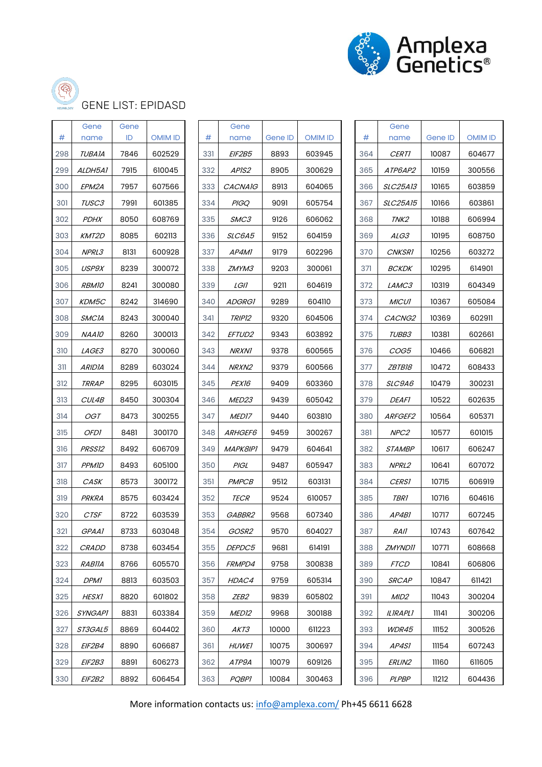# GENE LIST: EPIDASD

| # | Gene name | Gene ID | OMIM ID |
|---|---|---|---|
| 298 | *TUBA1A* | 7846 | 602529 |
| 299 | *ALDH5A1* | 7915 | 610045 |
| 300 | *EPM2A* | 7957 | 607566 |
| 301 | *TUSC3* | 7991 | 601385 |
| 302 | *PDHX* | 8050 | 608769 |
| 303 | *KMT2D* | 8085 | 602113 |
| 304 | *NPRL3* | 8131 | 600928 |
| 305 | *USP9X* | 8239 | 300072 |
| 306 | *RBM10* | 8241 | 300080 |
| 307 | *KDM5C* | 8242 | 314690 |
| 308 | *SMC1A* | 8243 | 300040 |
| 309 | *NAA10* | 8260 | 300013 |
| 310 | *LAGE3* | 8270 | 300060 |
| 311 | *ARID1A* | 8289 | 603024 |
| 312 | *TRRAP* | 8295 | 603015 |
| 313 | *CUL4B* | 8450 | 300304 |
| 314 | *OGT* | 8473 | 300255 |
| 315 | *OFD1* | 8481 | 300170 |
| 316 | *PRSS12* | 8492 | 606709 |
| 317 | *PPM1D* | 8493 | 605100 |
| 318 | *CASK* | 8573 | 300172 |
| 319 | *PRKRA* | 8575 | 603424 |
| 320 | *CTSF* | 8722 | 603539 |
| 321 | *GPAA1* | 8733 | 603048 |
| 322 | *CRADD* | 8738 | 603454 |
| 323 | *RAB11A* | 8766 | 605570 |
| 324 | *DPM1* | 8813 | 603503 |
| 325 | *HESX1* | 8820 | 601802 |
| 326 | *SYNGAP1* | 8831 | 603384 |
| 327 | *ST3GAL5* | 8869 | 604402 |
| 328 | *EIF2B4* | 8890 | 606687 |
| 329 | *EIF2B3* | 8891 | 606273 |
| 330 | *EIF2B2* | 8892 | 606454 |
| 331 | *EIF2B5* | 8893 | 603945 |
| 332 | *AP1S2* | 8905 | 300629 |
| 333 | *CACNA1G* | 8913 | 604065 |
| 334 | *PIGQ* | 9091 | 605754 |
| 335 | *SMC3* | 9126 | 606062 |
| 336 | *SLC6A5* | 9152 | 604159 |
| 337 | *AP4M1* | 9179 | 602296 |
| 338 | *ZMYM3* | 9203 | 300061 |
| 339 | *LGI1* | 9211 | 604619 |
| 340 | *ADGRG1* | 9289 | 604110 |
| 341 | *TRIP12* | 9320 | 604506 |
| 342 | *EFTUD2* | 9343 | 603892 |
| 343 | *NRXN1* | 9378 | 600565 |
| 344 | *NRXN2* | 9379 | 600566 |
| 345 | *PEX16* | 9409 | 603360 |
| 346 | *MED23* | 9439 | 605042 |
| 347 | *MED17* | 9440 | 603810 |
| 348 | *ARHGEF6* | 9459 | 300267 |
| 349 | *MAPK8IP1* | 9479 | 604641 |
| 350 | *PIGL* | 9487 | 605947 |
| 351 | *PMPCB* | 9512 | 603131 |
| 352 | *TECR* | 9524 | 610057 |
| 353 | *GABBR2* | 9568 | 607340 |
| 354 | *GOSR2* | 9570 | 604027 |
| 355 | *DEPDC5* | 9681 | 614191 |
| 356 | *FRMPD4* | 9758 | 300838 |
| 357 | *HDAC4* | 9759 | 605314 |
| 358 | *ZEB2* | 9839 | 605802 |
| 359 | *MED12* | 9968 | 300188 |
| 360 | *AKT3* | 10000 | 611223 |
| 361 | *HUWE1* | 10075 | 300697 |
| 362 | *ATP9A* | 10079 | 609126 |
| 363 | *PQBP1* | 10084 | 300463 |
| 364 | *CERT1* | 10087 | 604677 |
| 365 | *ATP6AP2* | 10159 | 300556 |
| 366 | *SLC25A13* | 10165 | 603859 |
| 367 | *SLC25A15* | 10166 | 603861 |
| 368 | *TNK2* | 10188 | 606994 |
| 369 | *ALG3* | 10195 | 608750 |
| 370 | *CNKSR1* | 10256 | 603272 |
| 371 | *BCKDK* | 10295 | 614901 |
| 372 | *LAMC3* | 10319 | 604349 |
| 373 | *MICU1* | 10367 | 605084 |
| 374 | *CACNG2* | 10369 | 602911 |
| 375 | *TUBB3* | 10381 | 602661 |
| 376 | *COG5* | 10466 | 606821 |
| 377 | *ZBTB18* | 10472 | 608433 |
| 378 | *SLC9A6* | 10479 | 300231 |
| 379 | *DEAF1* | 10522 | 602635 |
| 380 | *ARFGEF2* | 10564 | 605371 |
| 381 | *NPC2* | 10577 | 601015 |
| 382 | *STAMBP* | 10617 | 606247 |
| 383 | *NPRL2* | 10641 | 607072 |
| 384 | *CERS1* | 10715 | 606919 |
| 385 | *TBR1* | 10716 | 604616 |
| 386 | *AP4B1* | 10717 | 607245 |
| 387 | *RAI1* | 10743 | 607642 |
| 388 | *ZMYND11* | 10771 | 608668 |
| 389 | *FTCD* | 10841 | 606806 |
| 390 | *SRCAP* | 10847 | 611421 |
| 391 | *MID2* | 11043 | 300204 |
| 392 | *IL1RAPL1* | 11141 | 300206 |
| 393 | *WDR45* | 11152 | 300526 |
| 394 | *AP4S1* | 11154 | 607243 |
| 395 | *ERLIN2* | 11160 | 611605 |
| 396 | *PLPBP* | 11212 | 604436 |

More information contacts us: info@amplexa.com/ Ph+45 6611 6628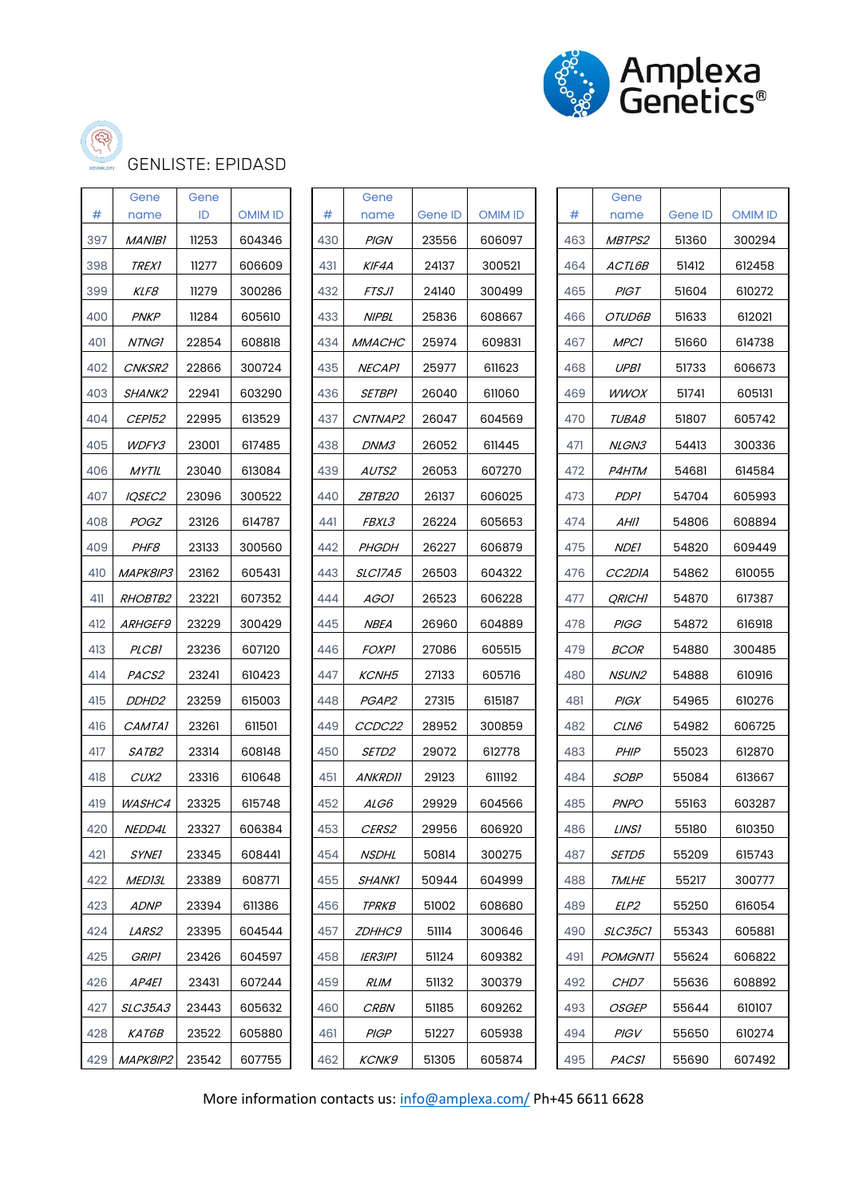# GENLISTE: EPIDASD

| # | Gene name | Gene ID | OMIM ID |
|---|---|---|---|
| 397 | *MAN1B1* | 11253 | 604346 |
| 398 | *TREX1* | 11277 | 606609 |
| 399 | *KLF8* | 11279 | 300286 |
| 400 | *PNKP* | 11284 | 605610 |
| 401 | *NTNG1* | 22854 | 608818 |
| 402 | *CNKSR2* | 22866 | 300724 |
| 403 | *SHANK2* | 22941 | 603290 |
| 404 | *CEP152* | 22995 | 613529 |
| 405 | *WDFY3* | 23001 | 617485 |
| 406 | *MYT1L* | 23040 | 613084 |
| 407 | *IQSEC2* | 23096 | 300522 |
| 408 | *POGZ* | 23126 | 614787 |
| 409 | *PHF8* | 23133 | 300560 |
| 410 | *MAPK8IP3* | 23162 | 605431 |
| 411 | *RHOBTB2* | 23221 | 607352 |
| 412 | *ARHGEF9* | 23229 | 300429 |
| 413 | *PLCB1* | 23236 | 607120 |
| 414 | *PACS2* | 23241 | 610423 |
| 415 | *DDHD2* | 23259 | 615003 |
| 416 | *CAMTA1* | 23261 | 611501 |
| 417 | *SATB2* | 23314 | 608148 |
| 418 | *CUX2* | 23316 | 610648 |
| 419 | *WASHC4* | 23325 | 615748 |
| 420 | *NEDD4L* | 23327 | 606384 |
| 421 | *SYNE1* | 23345 | 608441 |
| 422 | *MED13L* | 23389 | 608771 |
| 423 | *ADNP* | 23394 | 611386 |
| 424 | *LARS2* | 23395 | 604544 |
| 425 | *GRIP1* | 23426 | 604597 |
| 426 | *AP4E1* | 23431 | 607244 |
| 427 | *SLC35A3* | 23443 | 605632 |
| 428 | *KAT6B* | 23522 | 605880 |
| 429 | *MAPK8IP2* | 23542 | 607755 |
| 430 | *PIGN* | 23556 | 606097 |
| 431 | *KIF4A* | 24137 | 300521 |
| 432 | *FTSJ1* | 24140 | 300499 |
| 433 | *NIPBL* | 25836 | 608667 |
| 434 | *MMACHC* | 25974 | 609831 |
| 435 | *NECAP1* | 25977 | 611623 |
| 436 | *SETBP1* | 26040 | 611060 |
| 437 | *CNTNAP2* | 26047 | 604569 |
| 438 | *DNM3* | 26052 | 611445 |
| 439 | *AUTS2* | 26053 | 607270 |
| 440 | *ZBTB20* | 26137 | 606025 |
| 441 | *FBXL3* | 26224 | 605653 |
| 442 | *PHGDH* | 26227 | 606879 |
| 443 | *SLC17A5* | 26503 | 604322 |
| 444 | *AGO1* | 26523 | 606228 |
| 445 | *NBEA* | 26960 | 604889 |
| 446 | *FOXP1* | 27086 | 605515 |
| 447 | *KCNH5* | 27133 | 605716 |
| 448 | *PGAP2* | 27315 | 615187 |
| 449 | *CCDC22* | 28952 | 300859 |
| 450 | *SETD2* | 29072 | 612778 |
| 451 | *ANKRD11* | 29123 | 611192 |
| 452 | *ALG6* | 29929 | 604566 |
| 453 | *CERS2* | 29956 | 606920 |
| 454 | *NSDHL* | 50814 | 300275 |
| 455 | *SHANK1* | 50944 | 604999 |
| 456 | *TPRKB* | 51002 | 608680 |
| 457 | *ZDHHC9* | 51114 | 300646 |
| 458 | *IER3IP1* | 51124 | 609382 |
| 459 | *RLIM* | 51132 | 300379 |
| 460 | *CRBN* | 51185 | 609262 |
| 461 | *PIGP* | 51227 | 605938 |
| 462 | *KCNK9* | 51305 | 605874 |
| 463 | *MBTPS2* | 51360 | 300294 |
| 464 | *ACTL6B* | 51412 | 612458 |
| 465 | *PIGT* | 51604 | 610272 |
| 466 | *OTUD6B* | 51633 | 612021 |
| 467 | *MPC1* | 51660 | 614738 |
| 468 | *UPB1* | 51733 | 606673 |
| 469 | *WWOX* | 51741 | 605131 |
| 470 | *TUBA8* | 51807 | 605742 |
| 471 | *NLGN3* | 54413 | 300336 |
| 472 | *P4HTM* | 54681 | 614584 |
| 473 | *PDP1* | 54704 | 605993 |
| 474 | *AHI1* | 54806 | 608894 |
| 475 | *NDE1* | 54820 | 609449 |
| 476 | *CC2D1A* | 54862 | 610055 |
| 477 | *QRICH1* | 54870 | 617387 |
| 478 | *PIGG* | 54872 | 616918 |
| 479 | *BCOR* | 54880 | 300485 |
| 480 | *NSUN2* | 54888 | 610916 |
| 481 | *PIGX* | 54965 | 610276 |
| 482 | *CLN6* | 54982 | 606725 |
| 483 | *PHIP* | 55023 | 612870 |
| 484 | *SOBP* | 55084 | 613667 |
| 485 | *PNPO* | 55163 | 603287 |
| 486 | *LINS1* | 55180 | 610350 |
| 487 | *SETD5* | 55209 | 615743 |
| 488 | *TMLHE* | 55217 | 300777 |
| 489 | *ELP2* | 55250 | 616054 |
| 490 | *SLC35C1* | 55343 | 605881 |
| 491 | *POMGNT1* | 55624 | 606822 |
| 492 | *CHD7* | 55636 | 608892 |
| 493 | *OSGEP* | 55644 | 610107 |
| 494 | *PIGV* | 55650 | 610274 |
| 495 | *PACS1* | 55690 | 607492 |

More information contacts us: info@amplexa.com/ Ph+45 6611 6628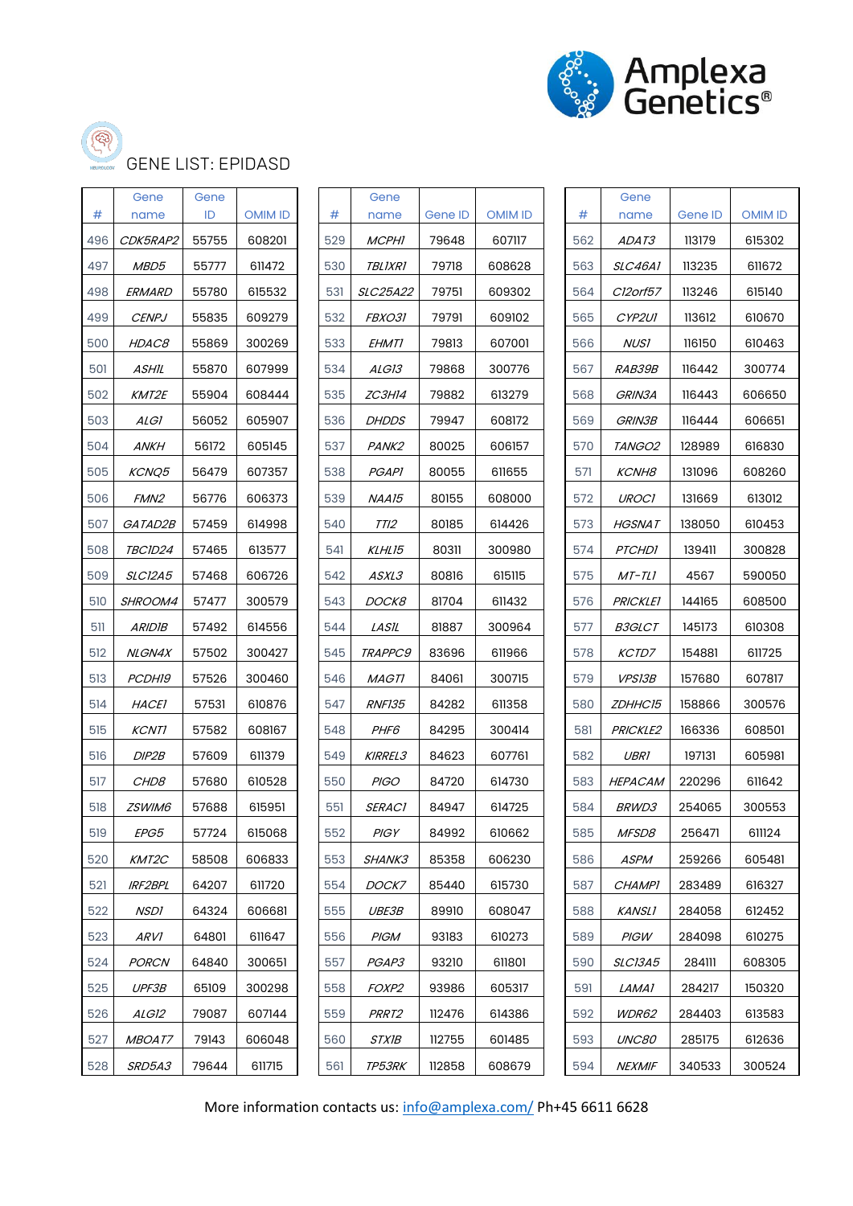# GENE LIST: EPIDASD

| # | Gene name | Gene ID | OMIM ID |
|---|---|---|---|
| 496 | *CDK5RAP2* | 55755 | 608201 |
| 497 | *MBD5* | 55777 | 611472 |
| 498 | *ERMARD* | 55780 | 615532 |
| 499 | *CENPJ* | 55835 | 609279 |
| 500 | *HDAC8* | 55869 | 300269 |
| 501 | *ASHIL* | 55870 | 607999 |
| 502 | *KMT2E* | 55904 | 608444 |
| 503 | *ALG1* | 56052 | 605907 |
| 504 | *ANKH* | 56172 | 605145 |
| 505 | *KCNQ5* | 56479 | 607357 |
| 506 | *FMN2* | 56776 | 606373 |
| 507 | *GATAD2B* | 57459 | 614998 |
| 508 | *TBC1D24* | 57465 | 613577 |
| 509 | *SLC12A5* | 57468 | 606726 |
| 510 | *SHROOM4* | 57477 | 300579 |
| 511 | *ARID1B* | 57492 | 614556 |
| 512 | *NLGN4X* | 57502 | 300427 |
| 513 | *PCDH19* | 57526 | 300460 |
| 514 | *HACE1* | 57531 | 610876 |
| 515 | *KCNT1* | 57582 | 608167 |
| 516 | *DIP2B* | 57609 | 611379 |
| 517 | *CHD8* | 57680 | 610528 |
| 518 | *ZSWIM6* | 57688 | 615951 |
| 519 | *EPG5* | 57724 | 615068 |
| 520 | *KMT2C* | 58508 | 606833 |
| 521 | *IRF2BPL* | 64207 | 611720 |
| 522 | *NSD1* | 64324 | 606681 |
| 523 | *ARV1* | 64801 | 611647 |
| 524 | *PORCN* | 64840 | 300651 |
| 525 | *UPF3B* | 65109 | 300298 |
| 526 | *ALG12* | 79087 | 607144 |
| 527 | *MBOAT7* | 79143 | 606048 |
| 528 | *SRD5A3* | 79644 | 611715 |
| 529 | *MCPH1* | 79648 | 607117 |
| 530 | *TBL1XR1* | 79718 | 608628 |
| 531 | *SLC25A22* | 79751 | 609302 |
| 532 | *FBXO31* | 79791 | 609102 |
| 533 | *EHMT1* | 79813 | 607001 |
| 534 | *ALG13* | 79868 | 300776 |
| 535 | *ZC3H14* | 79882 | 613279 |
| 536 | *DHDDS* | 79947 | 608172 |
| 537 | *PANK2* | 80025 | 606157 |
| 538 | *PGAP1* | 80055 | 611655 |
| 539 | *NAA15* | 80155 | 608000 |
| 540 | *TTI2* | 80185 | 614426 |
| 541 | *KLHL15* | 80311 | 300980 |
| 542 | *ASXL3* | 80816 | 615115 |
| 543 | *DOCK8* | 81704 | 611432 |
| 544 | *LAS1L* | 81887 | 300964 |
| 545 | *TRAPPC9* | 83696 | 611966 |
| 546 | *MAGT1* | 84061 | 300715 |
| 547 | *RNF135* | 84282 | 611358 |
| 548 | *PHF6* | 84295 | 300414 |
| 549 | *KIRREL3* | 84623 | 607761 |
| 550 | *PIGO* | 84720 | 614730 |
| 551 | *SERAC1* | 84947 | 614725 |
| 552 | *PIGY* | 84992 | 610662 |
| 553 | *SHANK3* | 85358 | 606230 |
| 554 | *DOCK7* | 85440 | 615730 |
| 555 | *UBE3B* | 89910 | 608047 |
| 556 | *PIGM* | 93183 | 610273 |
| 557 | *PGAP3* | 93210 | 611801 |
| 558 | *FOXP2* | 93986 | 605317 |
| 559 | *PRRT2* | 112476 | 614386 |
| 560 | *STX1B* | 112755 | 601485 |
| 561 | *TP53RK* | 112858 | 608679 |
| 562 | *ADAT3* | 113179 | 615302 |
| 563 | *SLC46A1* | 113235 | 611672 |
| 564 | *C12orf57* | 113246 | 615140 |
| 565 | *CYP2U1* | 113612 | 610670 |
| 566 | *NUS1* | 116150 | 610463 |
| 567 | *RAB39B* | 116442 | 300774 |
| 568 | *GRIN3A* | 116443 | 606650 |
| 569 | *GRIN3B* | 116444 | 606651 |
| 570 | *TANGO2* | 128989 | 616830 |
| 571 | *KCNH8* | 131096 | 608260 |
| 572 | *UROC1* | 131669 | 613012 |
| 573 | *HGSNAT* | 138050 | 610453 |
| 574 | *PTCHD1* | 139411 | 300828 |
| 575 | *MT-TL1* | 4567 | 590050 |
| 576 | *PRICKLE1* | 144165 | 608500 |
| 577 | *B3GLCT* | 145173 | 610308 |
| 578 | *KCTD7* | 154881 | 611725 |
| 579 | *VPS13B* | 157680 | 607817 |
| 580 | *ZDHHC15* | 158866 | 300576 |
| 581 | *PRICKLE2* | 166336 | 608501 |
| 582 | *UBR1* | 197131 | 605981 |
| 583 | *HEPACAM* | 220296 | 611642 |
| 584 | *BRWD3* | 254065 | 300553 |
| 585 | *MFSD8* | 256471 | 611124 |
| 586 | *ASPM* | 259266 | 605481 |
| 587 | *CHAMP1* | 283489 | 616327 |
| 588 | *KANSL1* | 284058 | 612452 |
| 589 | *PIGW* | 284098 | 610275 |
| 590 | *SLC13A5* | 284111 | 608305 |
| 591 | *LAMA1* | 284217 | 150320 |
| 592 | *WDR62* | 284403 | 613583 |
| 593 | *UNC80* | 285175 | 612636 |
| 594 | *NEXMIF* | 340533 | 300524 |

More information contacts us: info@amplexa.com/ Ph+45 6611 6628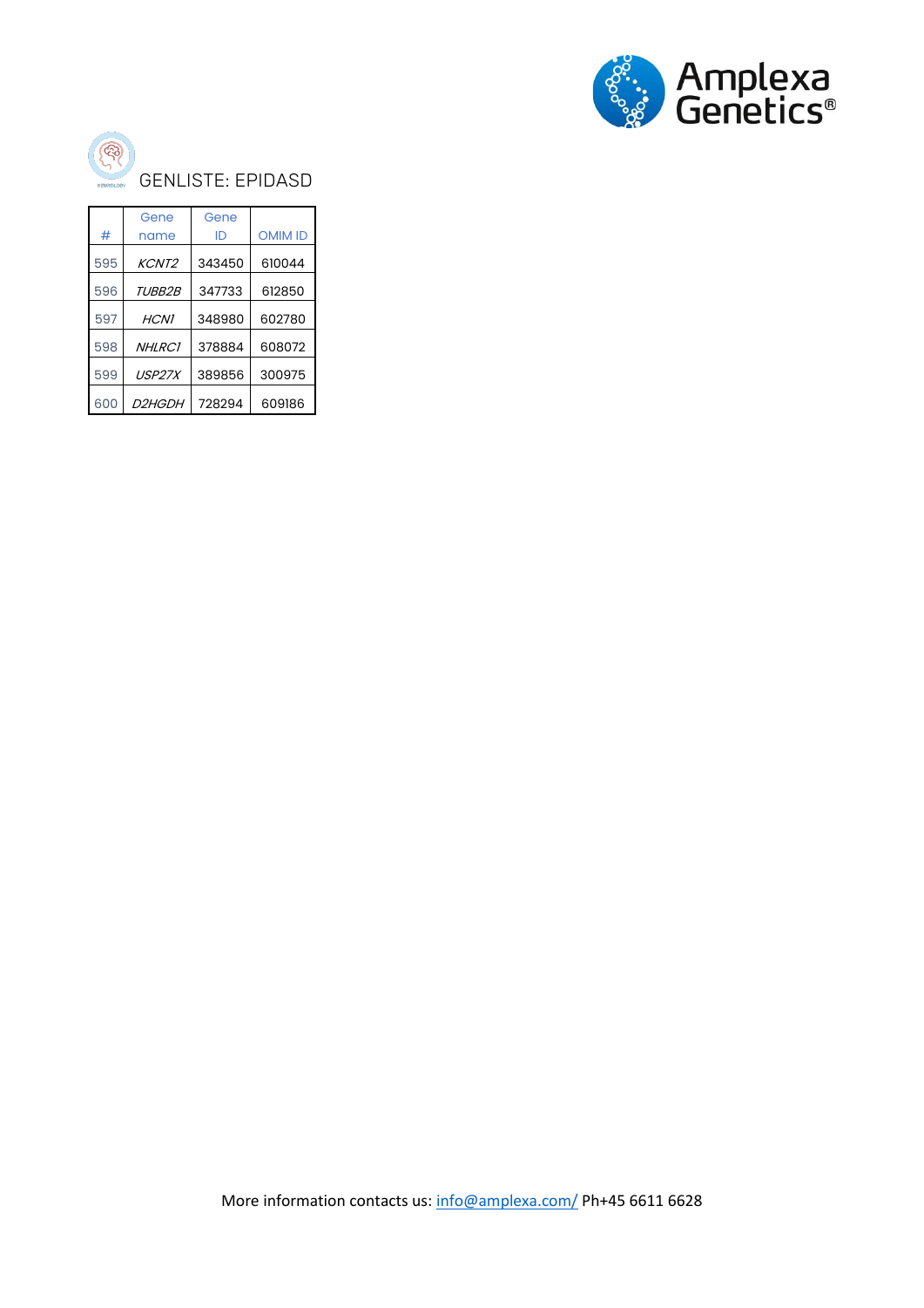## GENLISTE: EPIDASD

| # | Gene name | Gene ID | OMIM ID |
|---|---|---|---|
| 595 | *KCNT2* | 343450 | 610044 |
| 596 | *TUBB2B* | 347733 | 612850 |
| 597 | *HCN1* | 348980 | 602780 |
| 598 | *NHLRC1* | 378884 | 608072 |
| 599 | *USP27X* | 389856 | 300975 |
| 600 | *D2HGDH* | 728294 | 609186 |

More information contacts us: info@amplexa.com/ Ph+45 6611 6628